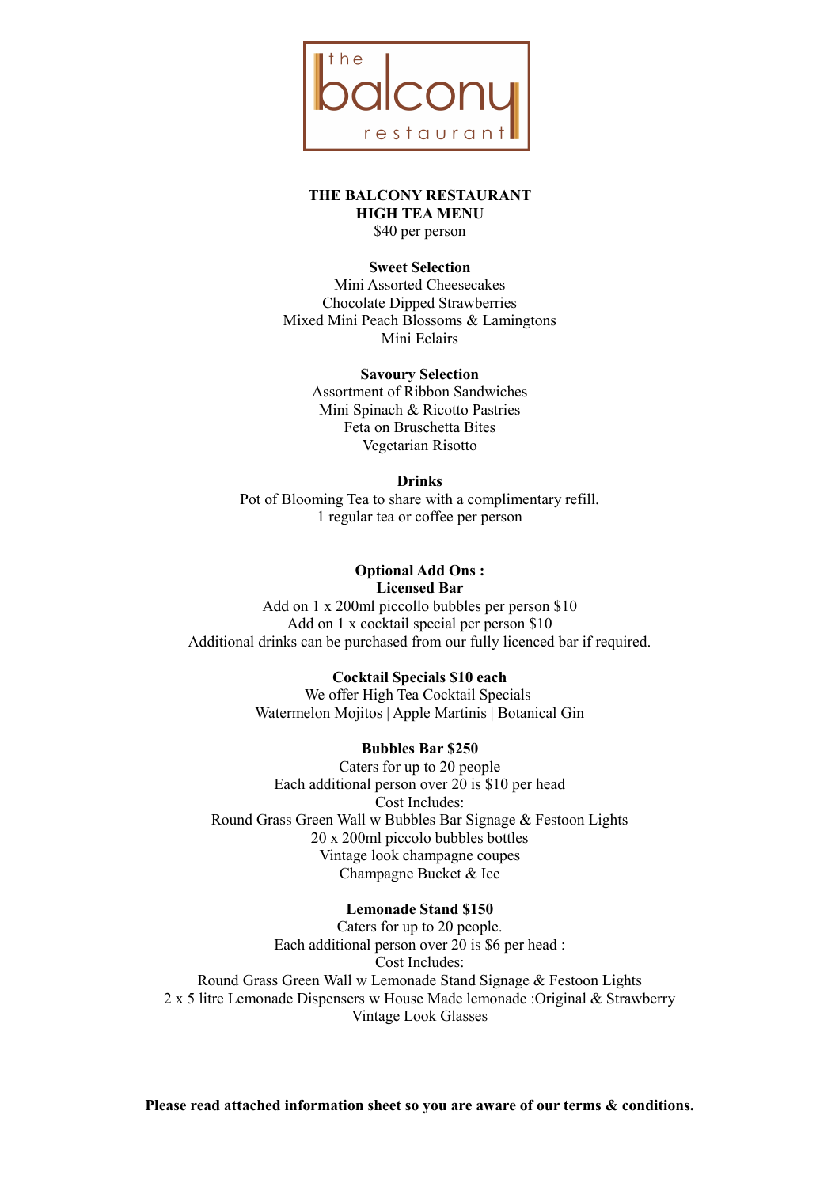the balcony restaurant

# THE BALCONY RESTAURANT
## HIGH TEA MENU

$40 per person

**Sweet Selection**

Mini Assorted Cheesecakes
Chocolate Dipped Strawberries
Mixed Mini Peach Blossoms & Lamingtons
Mini Eclairs

**Savoury Selection**

Assortment of Ribbon Sandwiches
Mini Spinach & Ricotto Pastries
Feta on Bruschetta Bites
Vegetarian Risotto

**Drinks**

Pot of Blooming Tea to share with a complimentary refill.
1 regular tea or coffee per person

**Optional Add Ons :**
**Licensed Bar**

Add on 1 x 200ml piccollo bubbles per person $10
Add on 1 x cocktail special per person $10
Additional drinks can be purchased from our fully licenced bar if required.

**Cocktail Specials $10 each**

We offer High Tea Cocktail Specials
Watermelon Mojitos | Apple Martinis | Botanical Gin

**Bubbles Bar $250**

Caters for up to 20 people
Each additional person over 20 is $10 per head
Cost Includes:
Round Grass Green Wall w Bubbles Bar Signage & Festoon Lights
20 x 200ml piccolo bubbles bottles
Vintage look champagne coupes
Champagne Bucket & Ice

**Lemonade Stand $150**

Caters for up to 20 people.
Each additional person over 20 is $6 per head :
Cost Includes:
Round Grass Green Wall w Lemonade Stand Signage & Festoon Lights
2 x 5 litre Lemonade Dispensers w House Made lemonade :Original & Strawberry
Vintage Look Glasses

**Please read attached information sheet so you are aware of our terms & conditions.**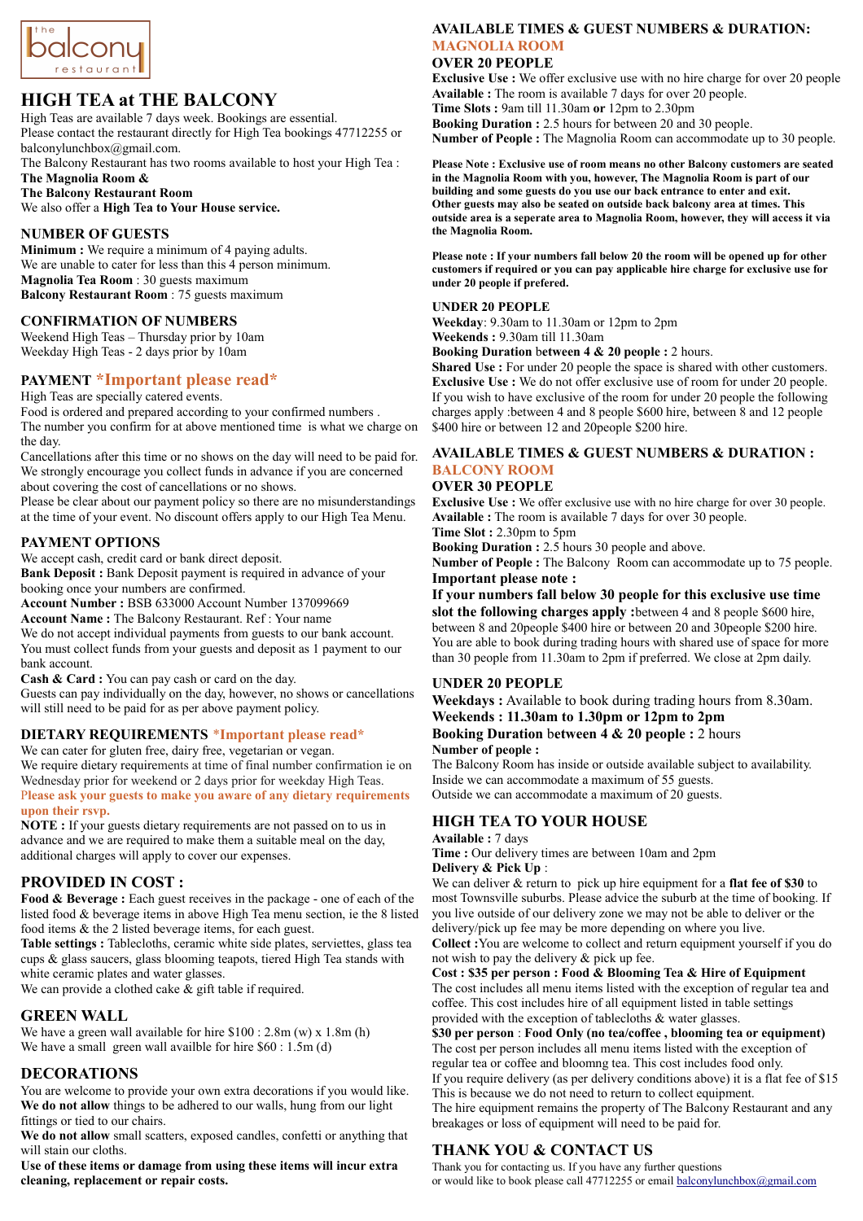the balcony restaurant

# HIGH TEA at THE BALCONY

High Teas are available 7 days week. Bookings are essential.
Please contact the restaurant directly for High Tea bookings 47712255 or balconylunchbox@gmail.com.
The Balcony Restaurant has two rooms available to host your High Tea :
**The Magnolia Room &**
**The Balcony Restaurant Room**
We also offer a **High Tea to Your House service.**

## NUMBER OF GUESTS

**Minimum :** We require a minimum of 4 paying adults.
We are unable to cater for less than this 4 person minimum.
**Magnolia Tea Room** : 30 guests maximum
**Balcony Restaurant Room** : 75 guests maximum

## CONFIRMATION OF NUMBERS

Weekend High Teas – Thursday prior by 10am
Weekday High Teas - 2 days prior by 10am

## PAYMENT *Important please read*

High Teas are specially catered events.
Food is ordered and prepared according to your confirmed numbers .
The number you confirm for at above mentioned time is what we charge on the day.
Cancellations after this time or no shows on the day will need to be paid for.
We strongly encourage you collect funds in advance if you are concerned about covering the cost of cancellations or no shows.
Please be clear about our payment policy so there are no misunderstandings at the time of your event. No discount offers apply to our High Tea Menu.

## PAYMENT OPTIONS

We accept cash, credit card or bank direct deposit.
**Bank Deposit :** Bank Deposit payment is required in advance of your booking once your numbers are confirmed.
**Account Number :** BSB 633000 Account Number 137099669
**Account Name :** The Balcony Restaurant. Ref : Your name
We do not accept individual payments from guests to our bank account.
You must collect funds from your guests and deposit as 1 payment to our bank account.
**Cash & Card :** You can pay cash or card on the day.
Guests can pay individually on the day, however, no shows or cancellations will still need to be paid for as per above payment policy.

## DIETARY REQUIREMENTS *Important please read*

We can cater for gluten free, dairy free, vegetarian or vegan.
We require dietary requirements at time of final number confirmation ie on Wednesday prior for weekend or 2 days prior for weekday High Teas.
**Please ask your guests to make you aware of any dietary requirements upon their rsvp.**
**NOTE :** If your guests dietary requirements are not passed on to us in advance and we are required to make them a suitable meal on the day, additional charges will apply to cover our expenses.

## PROVIDED IN COST :

**Food & Beverage :** Each guest receives in the package - one of each of the listed food & beverage items in above High Tea menu section, ie the 8 listed food items & the 2 listed beverage items, for each guest.
**Table settings :** Tablecloths, ceramic white side plates, serviettes, glass tea cups & glass saucers, glass blooming teapots, tiered High Tea stands with white ceramic plates and water glasses.
We can provide a clothed cake & gift table if required.

## GREEN WALL

We have a green wall available for hire $100 : 2.8m (w) x 1.8m (h)
We have a small green wall availble for hire $60 : 1.5m (d)

## DECORATIONS

You are welcome to provide your own extra decorations if you would like.
**We do not allow** things to be adhered to our walls, hung from our light fittings or tied to our chairs.
**We do not allow** small scatters, exposed candles, confetti or anything that will stain our cloths.
**Use of these items or damage from using these items will incur extra cleaning, replacement or repair costs.**

## AVAILABLE TIMES & GUEST NUMBERS & DURATION: MAGNOLIA ROOM

### OVER 20 PEOPLE

**Exclusive Use :** We offer exclusive use with no hire charge for over 20 people
**Available :** The room is available 7 days for over 20 people.
**Time Slots :** 9am till 11.30am **or** 12pm to 2.30pm
**Booking Duration :** 2.5 hours for between 20 and 30 people.
**Number of People :** The Magnolia Room can accommodate up to 30 people.

**Please Note : Exclusive use of room means no other Balcony customers are seated in the Magnolia Room with you, however, The Magnolia Room is part of our building and some guests do you use our back entrance to enter and exit. Other guests may also be seated on outside back balcony area at times. This outside area is a seperate area to Magnolia Room, however, they will access it via the Magnolia Room.**

**Please note : If your numbers fall below 20 the room will be opened up for other customers if required or you can pay applicable hire charge for exclusive use for under 20 people if prefered.**

### UNDER 20 PEOPLE

**Weekday**: 9.30am to 11.30am or 12pm to 2pm
**Weekends :** 9.30am till 11.30am
**Booking Duration** between **4 & 20 people :** 2 hours.
**Shared Use :** For under 20 people the space is shared with other customers.
**Exclusive Use :** We do not offer exclusive use of room for under 20 people.
If you wish to have exclusive of the room for under 20 people the following charges apply :between 4 and 8 people $600 hire, between 8 and 12 people $400 hire or between 12 and 20people $200 hire.

## AVAILABLE TIMES & GUEST NUMBERS & DURATION : BALCONY ROOM

### OVER 30 PEOPLE

**Exclusive Use :** We offer exclusive use with no hire charge for over 30 people.
**Available :** The room is available 7 days for over 30 people.
**Time Slot :** 2.30pm to 5pm
**Booking Duration :** 2.5 hours 30 people and above.
**Number of People :** The Balcony Room can accommodate up to 75 people.
**Important please note :**
**If your numbers fall below 30 people for this exclusive use time slot the following charges apply :**between 4 and 8 people $600 hire, between 8 and 20people $400 hire or between 20 and 30people $200 hire.
You are able to book during trading hours with shared use of space for more than 30 people from 11.30am to 2pm if preferred. We close at 2pm daily.

### UNDER 20 PEOPLE

**Weekdays :** Available to book during trading hours from 8.30am.
**Weekends : 11.30am to 1.30pm or 12pm to 2pm**
**Booking Duration** between **4 & 20 people :** 2 hours
**Number of people :**
The Balcony Room has inside or outside available subject to availability.
Inside we can accommodate a maximum of 55 guests.
Outside we can accommodate a maximum of 20 guests.

## HIGH TEA TO YOUR HOUSE

**Available :** 7 days
**Time :** Our delivery times are between 10am and 2pm
**Delivery & Pick Up :**
We can deliver & return to pick up hire equipment for a **flat fee of $30** to most Townsville suburbs. Please advice the suburb at the time of booking. If you live outside of our delivery zone we may not be able to deliver or the delivery/pick up fee may be more depending on where you live.
**Collect :**You are welcome to collect and return equipment yourself if you do not wish to pay the delivery & pick up fee.
**Cost : $35 per person : Food & Blooming Tea & Hire of Equipment**
The cost includes all menu items listed with the exception of regular tea and coffee. This cost includes hire of all equipment listed in table settings provided with the exception of tablecloths & water glasses.
**$30 per person : Food Only (no tea/coffee , blooming tea or equipment)**
The cost per person includes all menu items listed with the exception of regular tea or coffee and bloomng tea. This cost includes food only.
If you require delivery (as per delivery conditions above) it is a flat fee of $15
This is because we do not need to return to collect equipment.
The hire equipment remains the property of The Balcony Restaurant and any breakages or loss of equipment will need to be paid for.

## THANK YOU & CONTACT US

Thank you for contacting us. If you have any further questions
or would like to book please call 47712255 or email balconylunchbox@gmail.com